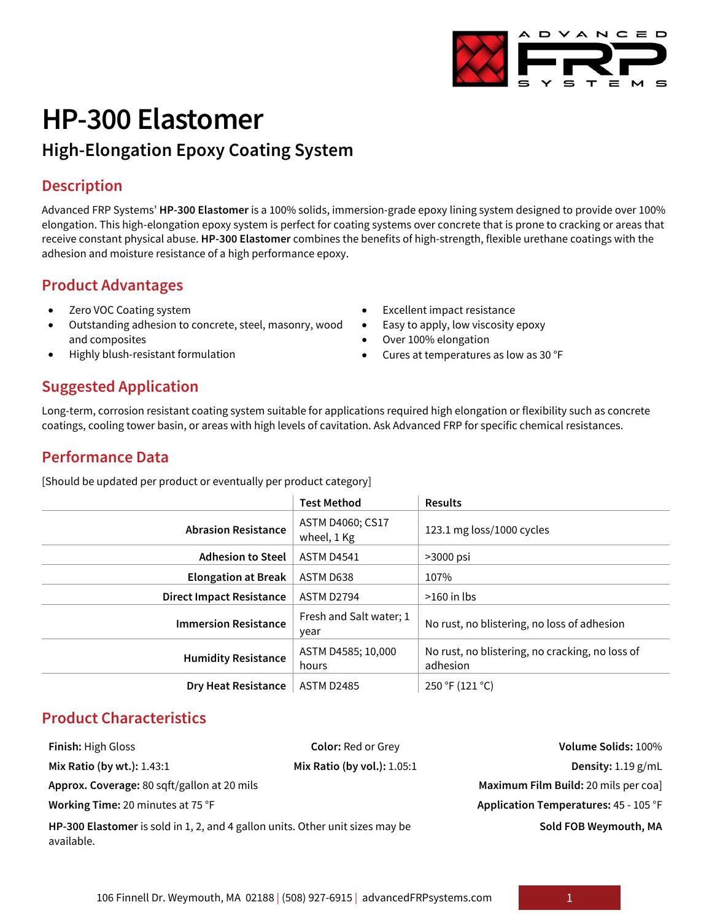# HP-300 Elastomer

## High-Elongation Epoxy Coating System

## Description

Advanced FRP Systems' **HP-300 Elastomer** is a 100% solids, immersion-grade epoxy lining system designed to provide over 100% elongation. This high-elongation epoxy system is perfect for coating systems over concrete that is prone to cracking or areas that receive constant physical abuse. **HP-300 Elastomer** combines the benefits of high-strength, flexible urethane coatings with the adhesion and moisture resistance of a high performance epoxy.

## Product Advantages

- Zero VOC Coating system
- Outstanding adhesion to concrete, steel, masonry, wood and composites
- Highly blush-resistant formulation
- Excellent impact resistance
- Easy to apply, low viscosity epoxy
- Over 100% elongation
- Cures at temperatures as low as 30 °F

## Suggested Application

Long-term, corrosion resistant coating system suitable for applications required high elongation or flexibility such as concrete coatings, cooling tower basin, or areas with high levels of cavitation. Ask Advanced FRP for specific chemical resistances.

## Performance Data

[Should be updated per product or eventually per product category]

| | Test Method | Results |
|---|---|---|
| **Abrasion Resistance** | ASTM D4060; CS17 wheel, 1 Kg | 123.1 mg loss/1000 cycles |
| **Adhesion to Steel** | ASTM D4541 | >3000 psi |
| **Elongation at Break** | ASTM D638 | 107% |
| **Direct Impact Resistance** | ASTM D2794 | >160 in lbs |
| **Immersion Resistance** | Fresh and Salt water; 1 year | No rust, no blistering, no loss of adhesion |
| **Humidity Resistance** | ASTM D4585; 10,000 hours | No rust, no blistering, no cracking, no loss of adhesion |
| **Dry Heat Resistance** | ASTM D2485 | 250 °F (121 °C) |

## Product Characteristics

**Finish:** High Gloss

**Color:** Red or Grey

**Volume Solids:** 100%

**Mix Ratio (by wt.):** 1.43:1

**Mix Ratio (by vol.):** 1.05:1

**Density:** 1.19 g/mL

**Approx. Coverage:** 80 sqft/gallon at 20 mils

**Maximum Film Build:** 20 mils per coa]

**Working Time:** 20 minutes at 75 °F

**Application Temperatures:** 45 - 105 °F

**HP-300 Elastomer** is sold in 1, 2, and 4 gallon units. Other unit sizes may be available.

**Sold FOB Weymouth, MA**

106 Finnell Dr. Weymouth, MA 02188 | (508) 927-6915 | advancedFRPsystems.com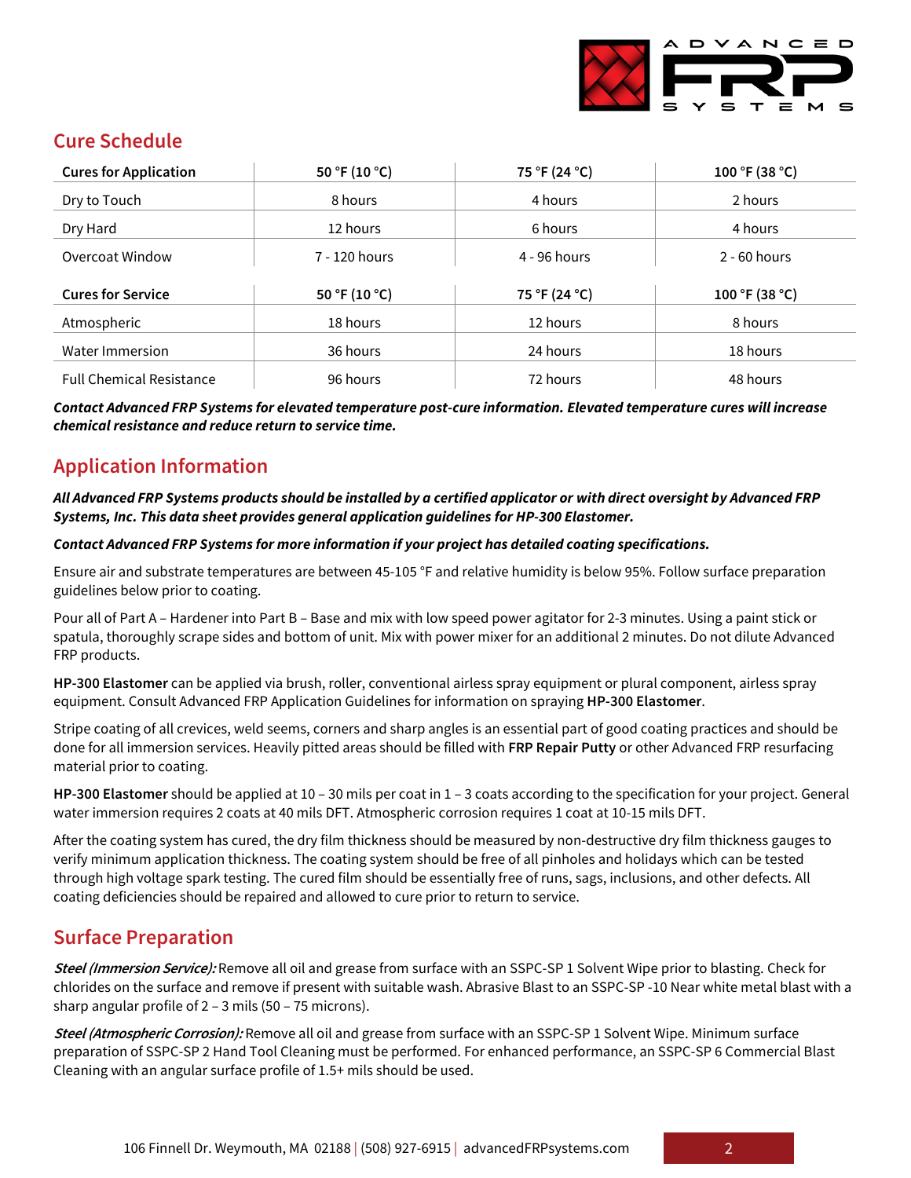## Cure Schedule

| Cures for Application | 50 °F (10 °C) | 75 °F (24 °C) | 100 °F (38 °C) |
|---|---|---|---|
| Dry to Touch | 8 hours | 4 hours | 2 hours |
| Dry Hard | 12 hours | 6 hours | 4 hours |
| Overcoat Window | 7 - 120 hours | 4 - 96 hours | 2 - 60 hours |
| **Cures for Service** | **50 °F (10 °C)** | **75 °F (24 °C)** | **100 °F (38 °C)** |
| Atmospheric | 18 hours | 12 hours | 8 hours |
| Water Immersion | 36 hours | 24 hours | 18 hours |
| Full Chemical Resistance | 96 hours | 72 hours | 48 hours |

***Contact Advanced FRP Systems for elevated temperature post-cure information. Elevated temperature cures will increase chemical resistance and reduce return to service time.***

## Application Information

***All Advanced FRP Systems products should be installed by a certified applicator or with direct oversight by Advanced FRP Systems, Inc. This data sheet provides general application guidelines for HP-300 Elastomer.***

***Contact Advanced FRP Systems for more information if your project has detailed coating specifications.***

Ensure air and substrate temperatures are between 45-105 °F and relative humidity is below 95%. Follow surface preparation guidelines below prior to coating.

Pour all of Part A – Hardener into Part B – Base and mix with low speed power agitator for 2-3 minutes. Using a paint stick or spatula, thoroughly scrape sides and bottom of unit. Mix with power mixer for an additional 2 minutes. Do not dilute Advanced FRP products.

**HP-300 Elastomer** can be applied via brush, roller, conventional airless spray equipment or plural component, airless spray equipment. Consult Advanced FRP Application Guidelines for information on spraying **HP-300 Elastomer**.

Stripe coating of all crevices, weld seems, corners and sharp angles is an essential part of good coating practices and should be done for all immersion services. Heavily pitted areas should be filled with **FRP Repair Putty** or other Advanced FRP resurfacing material prior to coating.

**HP-300 Elastomer** should be applied at 10 – 30 mils per coat in 1 – 3 coats according to the specification for your project. General water immersion requires 2 coats at 40 mils DFT. Atmospheric corrosion requires 1 coat at 10-15 mils DFT.

After the coating system has cured, the dry film thickness should be measured by non-destructive dry film thickness gauges to verify minimum application thickness. The coating system should be free of all pinholes and holidays which can be tested through high voltage spark testing. The cured film should be essentially free of runs, sags, inclusions, and other defects. All coating deficiencies should be repaired and allowed to cure prior to return to service.

## Surface Preparation

***Steel (Immersion Service):*** Remove all oil and grease from surface with an SSPC-SP 1 Solvent Wipe prior to blasting. Check for chlorides on the surface and remove if present with suitable wash. Abrasive Blast to an SSPC-SP -10 Near white metal blast with a sharp angular profile of 2 – 3 mils (50 – 75 microns).

***Steel (Atmospheric Corrosion):*** Remove all oil and grease from surface with an SSPC-SP 1 Solvent Wipe. Minimum surface preparation of SSPC-SP 2 Hand Tool Cleaning must be performed. For enhanced performance, an SSPC-SP 6 Commercial Blast Cleaning with an angular surface profile of 1.5+ mils should be used.

106 Finnell Dr. Weymouth, MA 02188 | (508) 927-6915 | advancedFRPsystems.com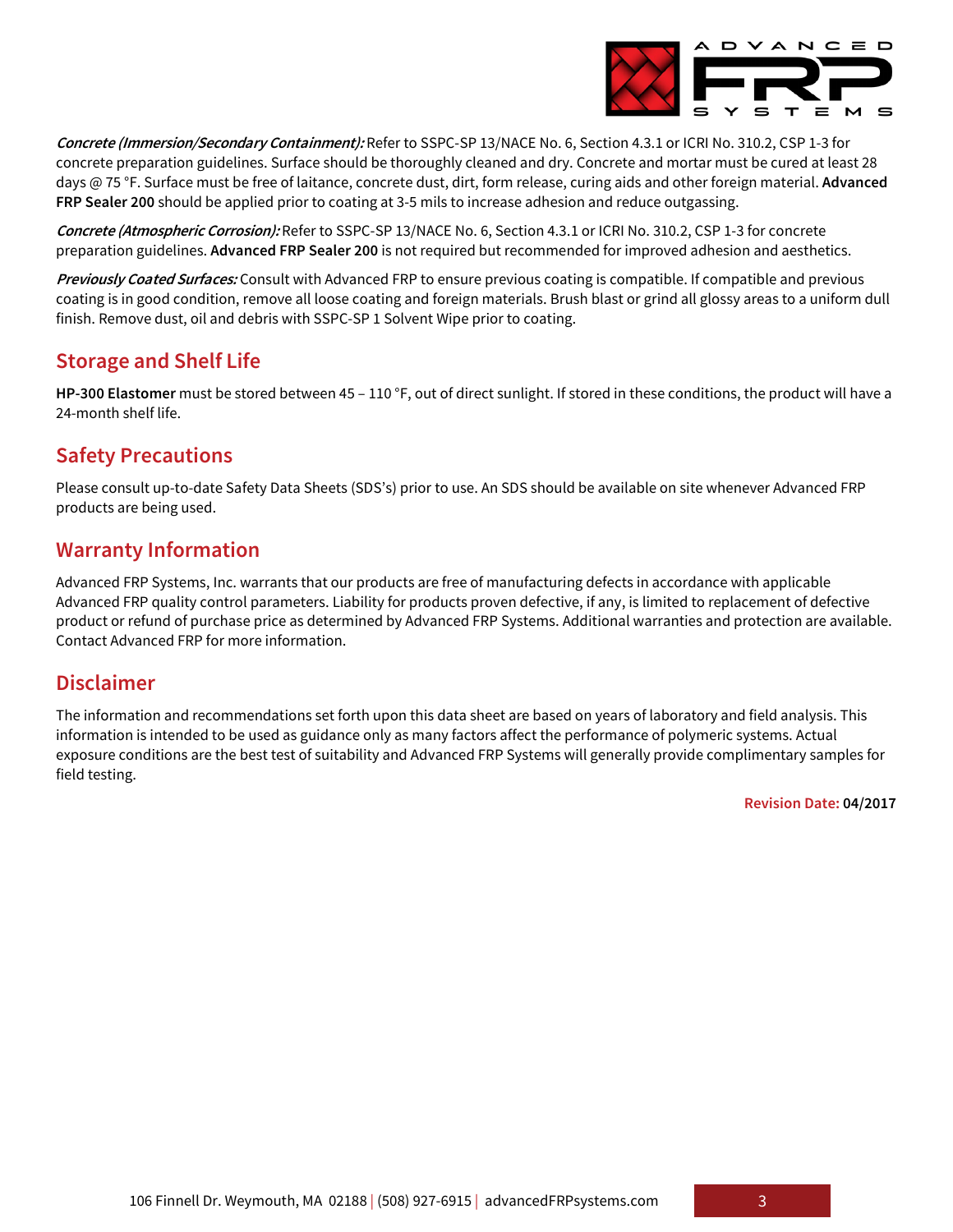***Concrete (Immersion/Secondary Containment):*** Refer to SSPC-SP 13/NACE No. 6, Section 4.3.1 or ICRI No. 310.2, CSP 1-3 for concrete preparation guidelines. Surface should be thoroughly cleaned and dry. Concrete and mortar must be cured at least 28 days @ 75 °F. Surface must be free of laitance, concrete dust, dirt, form release, curing aids and other foreign material. **Advanced FRP Sealer 200** should be applied prior to coating at 3-5 mils to increase adhesion and reduce outgassing.

***Concrete (Atmospheric Corrosion):*** Refer to SSPC-SP 13/NACE No. 6, Section 4.3.1 or ICRI No. 310.2, CSP 1-3 for concrete preparation guidelines. **Advanced FRP Sealer 200** is not required but recommended for improved adhesion and aesthetics.

***Previously Coated Surfaces:*** Consult with Advanced FRP to ensure previous coating is compatible. If compatible and previous coating is in good condition, remove all loose coating and foreign materials. Brush blast or grind all glossy areas to a uniform dull finish. Remove dust, oil and debris with SSPC-SP 1 Solvent Wipe prior to coating.

## Storage and Shelf Life

**HP-300 Elastomer** must be stored between 45 – 110 °F, out of direct sunlight. If stored in these conditions, the product will have a 24-month shelf life.

## Safety Precautions

Please consult up-to-date Safety Data Sheets (SDS's) prior to use. An SDS should be available on site whenever Advanced FRP products are being used.

## Warranty Information

Advanced FRP Systems, Inc. warrants that our products are free of manufacturing defects in accordance with applicable Advanced FRP quality control parameters. Liability for products proven defective, if any, is limited to replacement of defective product or refund of purchase price as determined by Advanced FRP Systems. Additional warranties and protection are available. Contact Advanced FRP for more information.

## Disclaimer

The information and recommendations set forth upon this data sheet are based on years of laboratory and field analysis. This information is intended to be used as guidance only as many factors affect the performance of polymeric systems. Actual exposure conditions are the best test of suitability and Advanced FRP Systems will generally provide complimentary samples for field testing.

**Revision Date: 04/2017**

106 Finnell Dr. Weymouth, MA 02188 | (508) 927-6915 | advancedFRPsystems.com